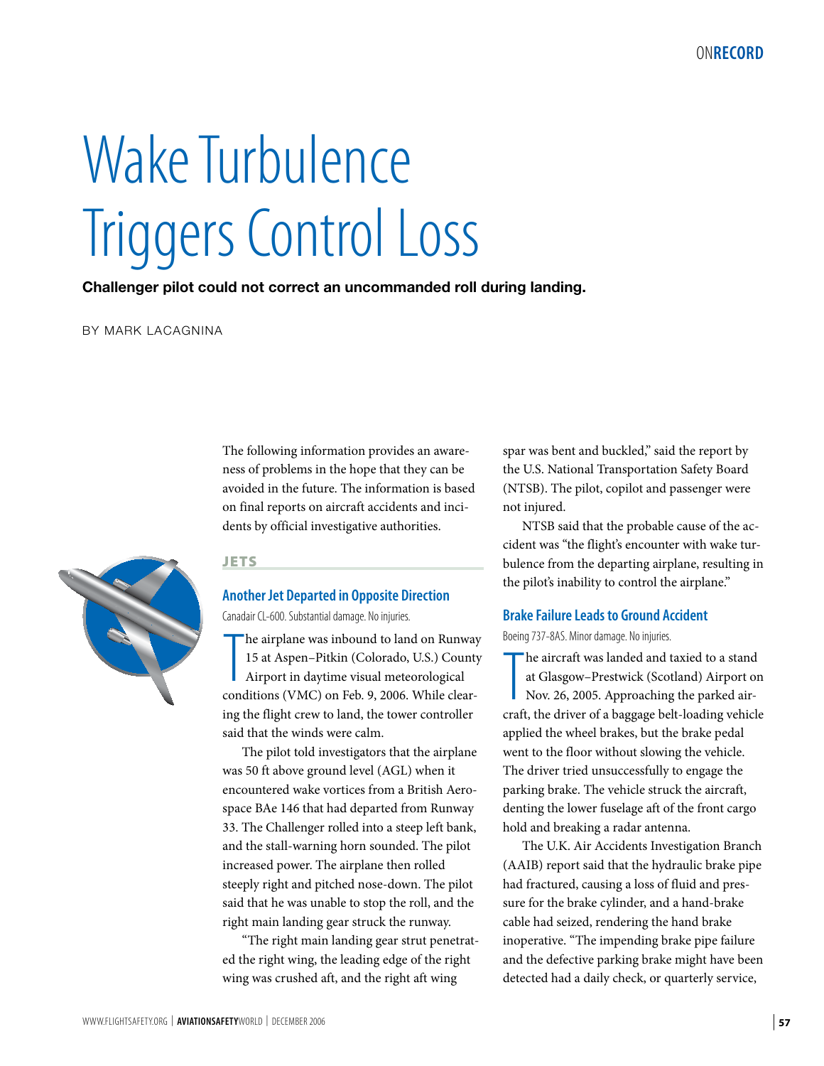# Wake Turbulence Triggers Control Loss

**Challenger pilot could not correct an uncommanded roll during landing.**

BY MARK LACAGNINA

The following information provides an awareness of problems in the hope that they can be avoided in the future. The information is based on final reports on aircraft accidents and incidents by official investigative authorities.

## JETS

### Another Jet Departed in Opposite Direction

Canadair CL-600. Substantial damage. No injuries.

The airplane was inbound to land on Runway 15 at Aspen–Pitkin (Colorado, U.S.) County Airport in daytime visual meteorological conditions (VMC) on Feb. 9, 2006. While clearing the flight crew to land, the tower controller said that the winds were calm.

The pilot told investigators that the airplane was 50 ft above ground level (AGL) when it encountered wake vortices from a British Aerospace BAe 146 that had departed from Runway 33. The Challenger rolled into a steep left bank, and the stall-warning horn sounded. The pilot increased power. The airplane then rolled steeply right and pitched nose-down. The pilot said that he was unable to stop the roll, and the right main landing gear struck the runway.

"The right main landing gear strut penetrated the right wing, the leading edge of the right wing was crushed aft, and the right aft wing spar was bent and buckled," said the report by the U.S. National Transportation Safety Board (NTSB). The pilot, copilot and passenger were not injured.

NTSB said that the probable cause of the accident was "the flight's encounter with wake turbulence from the departing airplane, resulting in the pilot's inability to control the airplane."

### Brake Failure Leads to Ground Accident

Boeing 737-8AS. Minor damage. No injuries.

The aircraft was landed and taxied to a stand at Glasgow–Prestwick (Scotland) Airport on Nov. 26, 2005. Approaching the parked aircraft, the driver of a baggage belt-loading vehicle applied the wheel brakes, but the brake pedal went to the floor without slowing the vehicle. The driver tried unsuccessfully to engage the parking brake. The vehicle struck the aircraft, denting the lower fuselage aft of the front cargo hold and breaking a radar antenna.

The U.K. Air Accidents Investigation Branch (AAIB) report said that the hydraulic brake pipe had fractured, causing a loss of fluid and pressure for the brake cylinder, and a hand-brake cable had seized, rendering the hand brake inoperative. "The impending brake pipe failure and the defective parking brake might have been detected had a daily check, or quarterly service,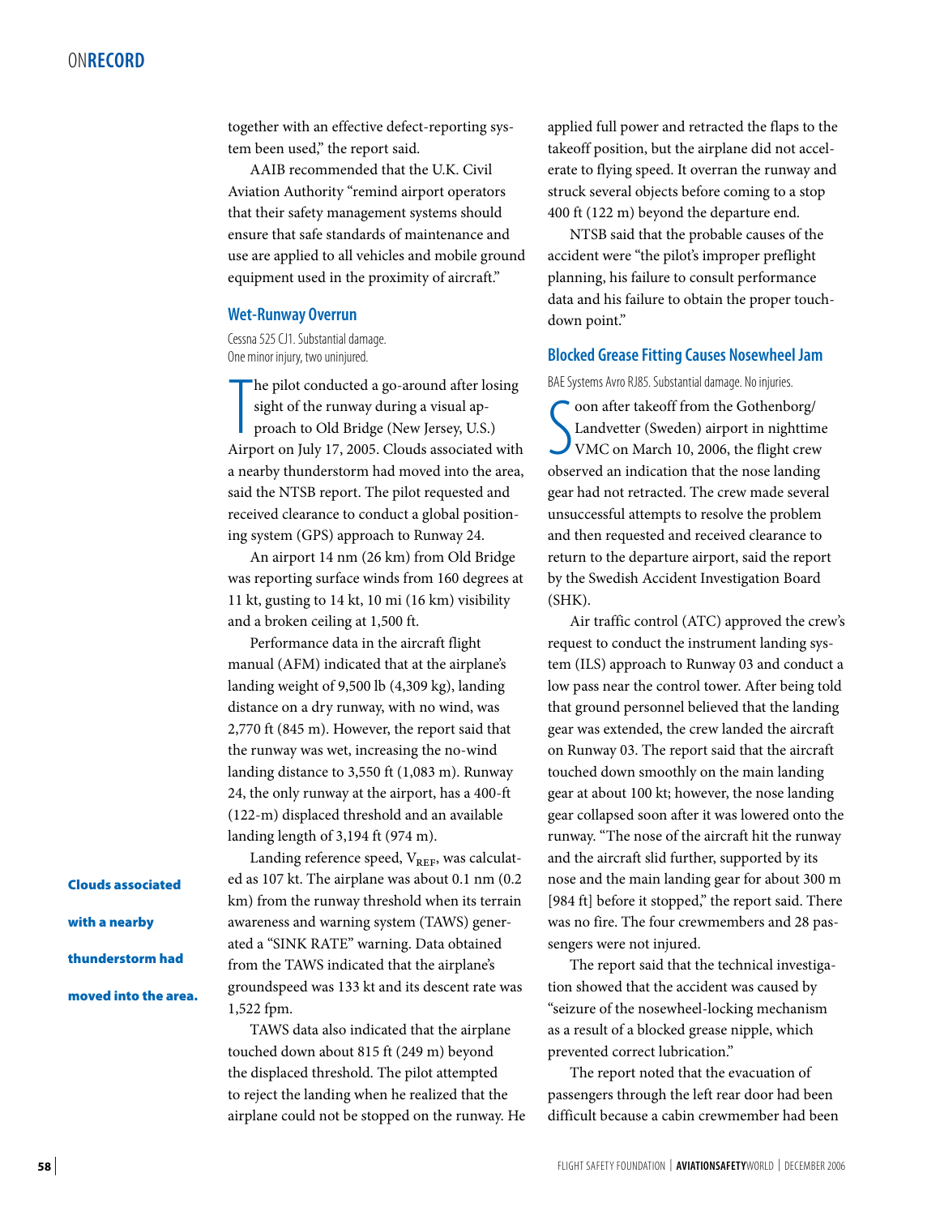together with an effective defect-reporting system been used," the report said.

AAIB recommended that the U.K. Civil Aviation Authority "remind airport operators that their safety management systems should ensure that safe standards of maintenance and use are applied to all vehicles and mobile ground equipment used in the proximity of aircraft."

### Wet-Runway Overrun

Cessna 525 CJ1. Substantial damage.
One minor injury, two uninjured.

The pilot conducted a go-around after losing sight of the runway during a visual approach to Old Bridge (New Jersey, U.S.) Airport on July 17, 2005. Clouds associated with a nearby thunderstorm had moved into the area, said the NTSB report. The pilot requested and received clearance to conduct a global positioning system (GPS) approach to Runway 24.

An airport 14 nm (26 km) from Old Bridge was reporting surface winds from 160 degrees at 11 kt, gusting to 14 kt, 10 mi (16 km) visibility and a broken ceiling at 1,500 ft.

Performance data in the aircraft flight manual (AFM) indicated that at the airplane's landing weight of 9,500 lb (4,309 kg), landing distance on a dry runway, with no wind, was 2,770 ft (845 m). However, the report said that the runway was wet, increasing the no-wind landing distance to 3,550 ft (1,083 m). Runway 24, the only runway at the airport, has a 400-ft (122-m) displaced threshold and an available landing length of 3,194 ft (974 m).

**Clouds associated with a nearby thunderstorm had moved into the area.**

Landing reference speed, $V_{REF}$, was calculated as 107 kt. The airplane was about 0.1 nm (0.2 km) from the runway threshold when its terrain awareness and warning system (TAWS) generated a "SINK RATE" warning. Data obtained from the TAWS indicated that the airplane's groundspeed was 133 kt and its descent rate was 1,522 fpm.

TAWS data also indicated that the airplane touched down about 815 ft (249 m) beyond the displaced threshold. The pilot attempted to reject the landing when he realized that the airplane could not be stopped on the runway. He applied full power and retracted the flaps to the takeoff position, but the airplane did not accelerate to flying speed. It overran the runway and struck several objects before coming to a stop 400 ft (122 m) beyond the departure end.

NTSB said that the probable causes of the accident were "the pilot's improper preflight planning, his failure to consult performance data and his failure to obtain the proper touchdown point."

### Blocked Grease Fitting Causes Nosewheel Jam

BAE Systems Avro RJ85. Substantial damage. No injuries.

Soon after takeoff from the Gothenborg/Landvetter (Sweden) airport in nighttime VMC on March 10, 2006, the flight crew observed an indication that the nose landing gear had not retracted. The crew made several unsuccessful attempts to resolve the problem and then requested and received clearance to return to the departure airport, said the report by the Swedish Accident Investigation Board (SHK).

Air traffic control (ATC) approved the crew's request to conduct the instrument landing system (ILS) approach to Runway 03 and conduct a low pass near the control tower. After being told that ground personnel believed that the landing gear was extended, the crew landed the aircraft on Runway 03. The report said that the aircraft touched down smoothly on the main landing gear at about 100 kt; however, the nose landing gear collapsed soon after it was lowered onto the runway. "The nose of the aircraft hit the runway and the aircraft slid further, supported by its nose and the main landing gear for about 300 m [984 ft] before it stopped," the report said. There was no fire. The four crewmembers and 28 passengers were not injured.

The report said that the technical investigation showed that the accident was caused by "seizure of the nosewheel-locking mechanism as a result of a blocked grease nipple, which prevented correct lubrication."

The report noted that the evacuation of passengers through the left rear door had been difficult because a cabin crewmember had been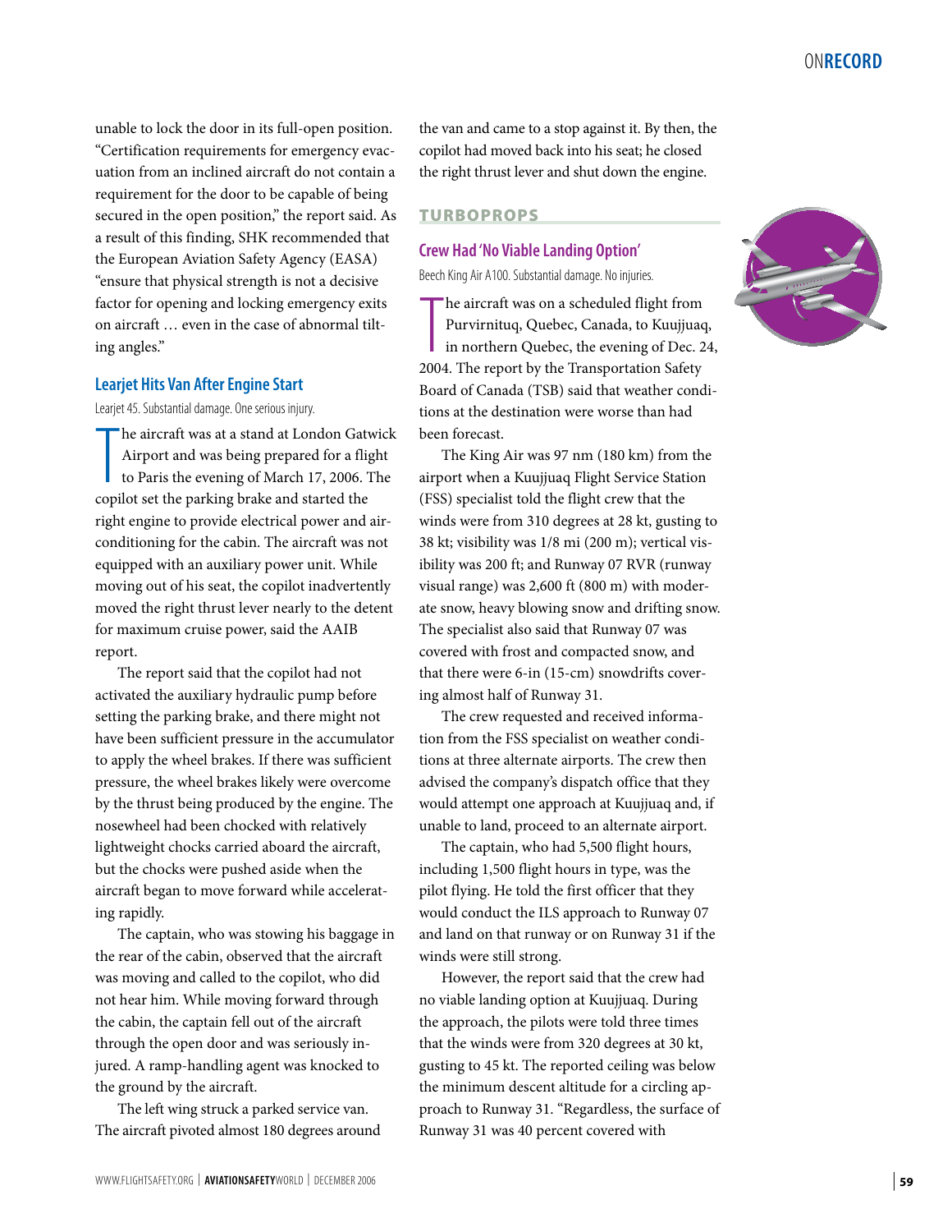unable to lock the door in its full-open position. "Certification requirements for emergency evacuation from an inclined aircraft do not contain a requirement for the door to be capable of being secured in the open position," the report said. As a result of this finding, SHK recommended that the European Aviation Safety Agency (EASA) "ensure that physical strength is not a decisive factor for opening and locking emergency exits on aircraft … even in the case of abnormal tilting angles."

### Learjet Hits Van After Engine Start

Learjet 45. Substantial damage. One serious injury.

The aircraft was at a stand at London Gatwick Airport and was being prepared for a flight to Paris the evening of March 17, 2006. The copilot set the parking brake and started the right engine to provide electrical power and air-conditioning for the cabin. The aircraft was not equipped with an auxiliary power unit. While moving out of his seat, the copilot inadvertently moved the right thrust lever nearly to the detent for maximum cruise power, said the AAIB report.

The report said that the copilot had not activated the auxiliary hydraulic pump before setting the parking brake, and there might not have been sufficient pressure in the accumulator to apply the wheel brakes. If there was sufficient pressure, the wheel brakes likely were overcome by the thrust being produced by the engine. The nosewheel had been chocked with relatively lightweight chocks carried aboard the aircraft, but the chocks were pushed aside when the aircraft began to move forward while accelerating rapidly.

The captain, who was stowing his baggage in the rear of the cabin, observed that the aircraft was moving and called to the copilot, who did not hear him. While moving forward through the cabin, the captain fell out of the aircraft through the open door and was seriously injured. A ramp-handling agent was knocked to the ground by the aircraft.

The left wing struck a parked service van. The aircraft pivoted almost 180 degrees around the van and came to a stop against it. By then, the copilot had moved back into his seat; he closed the right thrust lever and shut down the engine.

## TURBOPROPS

### Crew Had 'No Viable Landing Option'

Beech King Air A100. Substantial damage. No injuries.

The aircraft was on a scheduled flight from Purvirnituq, Quebec, Canada, to Kuujjuaq, in northern Quebec, the evening of Dec. 24, 2004. The report by the Transportation Safety Board of Canada (TSB) said that weather conditions at the destination were worse than had been forecast.

The King Air was 97 nm (180 km) from the airport when a Kuujjuaq Flight Service Station (FSS) specialist told the flight crew that the winds were from 310 degrees at 28 kt, gusting to 38 kt; visibility was 1/8 mi (200 m); vertical visibility was 200 ft; and Runway 07 RVR (runway visual range) was 2,600 ft (800 m) with moderate snow, heavy blowing snow and drifting snow. The specialist also said that Runway 07 was covered with frost and compacted snow, and that there were 6-in (15-cm) snowdrifts covering almost half of Runway 31.

The crew requested and received information from the FSS specialist on weather conditions at three alternate airports. The crew then advised the company's dispatch office that they would attempt one approach at Kuujjuaq and, if unable to land, proceed to an alternate airport.

The captain, who had 5,500 flight hours, including 1,500 flight hours in type, was the pilot flying. He told the first officer that they would conduct the ILS approach to Runway 07 and land on that runway or on Runway 31 if the winds were still strong.

However, the report said that the crew had no viable landing option at Kuujjuaq. During the approach, the pilots were told three times that the winds were from 320 degrees at 30 kt, gusting to 45 kt. The reported ceiling was below the minimum descent altitude for a circling approach to Runway 31. "Regardless, the surface of Runway 31 was 40 percent covered with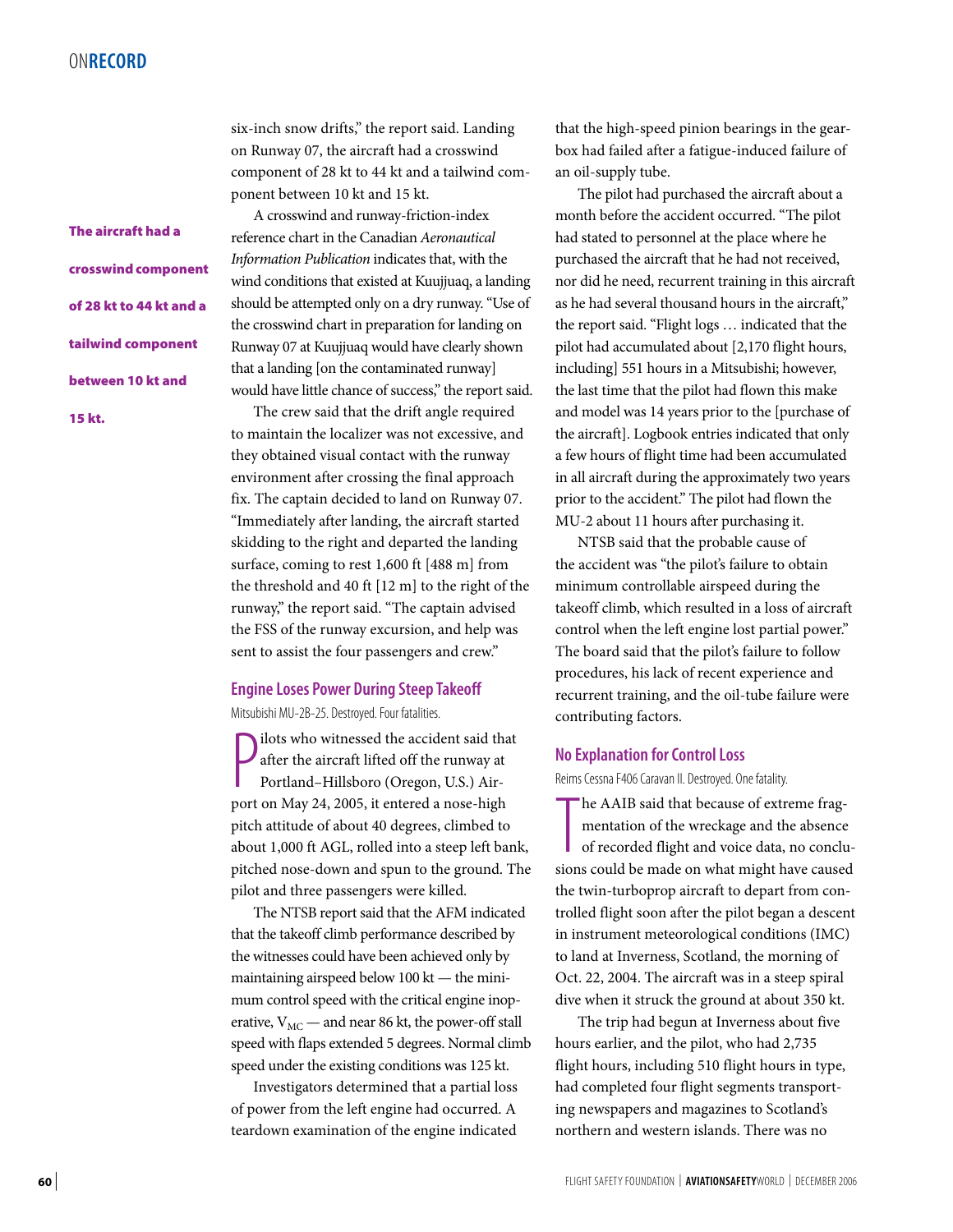six-inch snow drifts," the report said. Landing on Runway 07, the aircraft had a crosswind component of 28 kt to 44 kt and a tailwind component between 10 kt and 15 kt.

**The aircraft had a crosswind component of 28 kt to 44 kt and a tailwind component between 10 kt and 15 kt.**

A crosswind and runway-friction-index reference chart in the Canadian *Aeronautical Information Publication* indicates that, with the wind conditions that existed at Kuujjuaq, a landing should be attempted only on a dry runway. "Use of the crosswind chart in preparation for landing on Runway 07 at Kuujjuaq would have clearly shown that a landing [on the contaminated runway] would have little chance of success," the report said.

The crew said that the drift angle required to maintain the localizer was not excessive, and they obtained visual contact with the runway environment after crossing the final approach fix. The captain decided to land on Runway 07. "Immediately after landing, the aircraft started skidding to the right and departed the landing surface, coming to rest 1,600 ft [488 m] from the threshold and 40 ft [12 m] to the right of the runway," the report said. "The captain advised the FSS of the runway excursion, and help was sent to assist the four passengers and crew."

## Engine Loses Power During Steep Takeoff

Mitsubishi MU-2B-25. Destroyed. Four fatalities.

Pilots who witnessed the accident said that after the aircraft lifted off the runway at Portland–Hillsboro (Oregon, U.S.) Airport on May 24, 2005, it entered a nose-high pitch attitude of about 40 degrees, climbed to about 1,000 ft AGL, rolled into a steep left bank, pitched nose-down and spun to the ground. The pilot and three passengers were killed.

The NTSB report said that the AFM indicated that the takeoff climb performance described by the witnesses could have been achieved only by maintaining airspeed below 100 kt — the minimum control speed with the critical engine inoperative, $V_{MC}$ — and near 86 kt, the power-off stall speed with flaps extended 5 degrees. Normal climb speed under the existing conditions was 125 kt.

Investigators determined that a partial loss of power from the left engine had occurred. A teardown examination of the engine indicated that the high-speed pinion bearings in the gearbox had failed after a fatigue-induced failure of an oil-supply tube.

The pilot had purchased the aircraft about a month before the accident occurred. "The pilot had stated to personnel at the place where he purchased the aircraft that he had not received, nor did he need, recurrent training in this aircraft as he had several thousand hours in the aircraft," the report said. "Flight logs … indicated that the pilot had accumulated about [2,170 flight hours, including] 551 hours in a Mitsubishi; however, the last time that the pilot had flown this make and model was 14 years prior to the [purchase of the aircraft]. Logbook entries indicated that only a few hours of flight time had been accumulated in all aircraft during the approximately two years prior to the accident." The pilot had flown the MU-2 about 11 hours after purchasing it.

NTSB said that the probable cause of the accident was "the pilot's failure to obtain minimum controllable airspeed during the takeoff climb, which resulted in a loss of aircraft control when the left engine lost partial power." The board said that the pilot's failure to follow procedures, his lack of recent experience and recurrent training, and the oil-tube failure were contributing factors.

## No Explanation for Control Loss

Reims Cessna F406 Caravan II. Destroyed. One fatality.

The AAIB said that because of extreme fragmentation of the wreckage and the absence of recorded flight and voice data, no conclusions could be made on what might have caused the twin-turboprop aircraft to depart from controlled flight soon after the pilot began a descent in instrument meteorological conditions (IMC) to land at Inverness, Scotland, the morning of Oct. 22, 2004. The aircraft was in a steep spiral dive when it struck the ground at about 350 kt.

The trip had begun at Inverness about five hours earlier, and the pilot, who had 2,735 flight hours, including 510 flight hours in type, had completed four flight segments transporting newspapers and magazines to Scotland's northern and western islands. There was no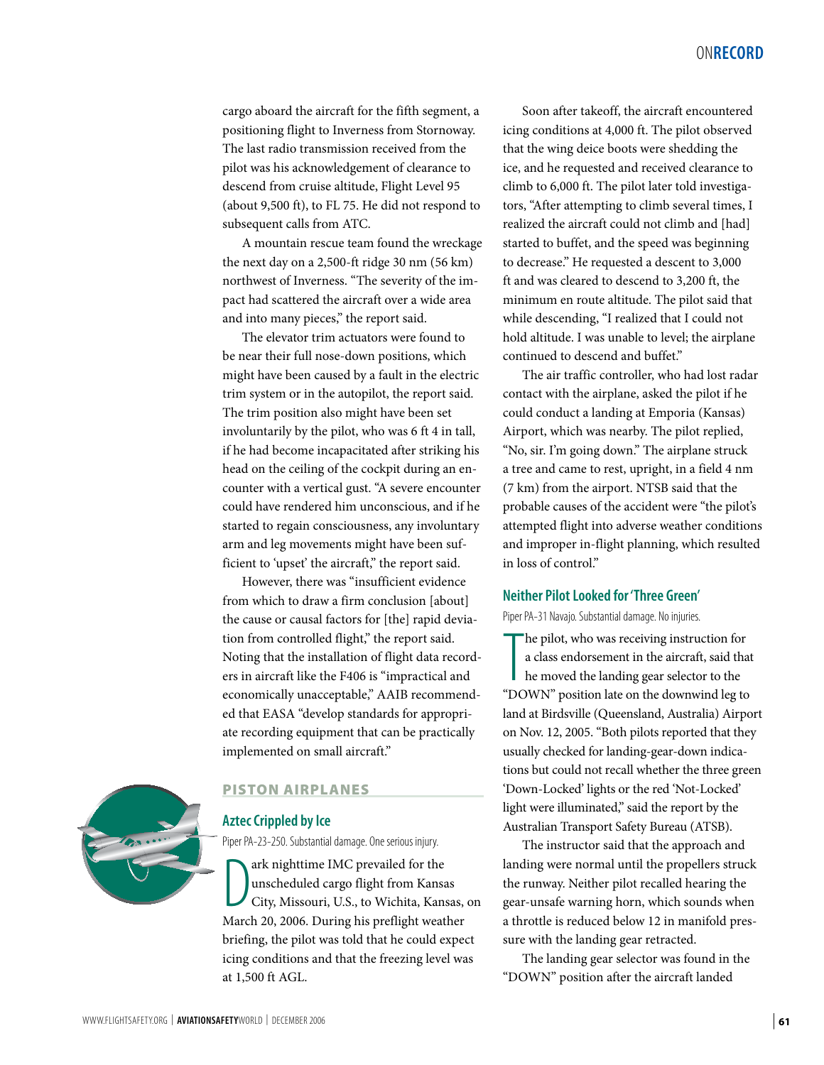cargo aboard the aircraft for the fifth segment, a positioning flight to Inverness from Stornoway. The last radio transmission received from the pilot was his acknowledgement of clearance to descend from cruise altitude, Flight Level 95 (about 9,500 ft), to FL 75. He did not respond to subsequent calls from ATC.

A mountain rescue team found the wreckage the next day on a 2,500-ft ridge 30 nm (56 km) northwest of Inverness. "The severity of the impact had scattered the aircraft over a wide area and into many pieces," the report said.

The elevator trim actuators were found to be near their full nose-down positions, which might have been caused by a fault in the electric trim system or in the autopilot, the report said. The trim position also might have been set involuntarily by the pilot, who was 6 ft 4 in tall, if he had become incapacitated after striking his head on the ceiling of the cockpit during an encounter with a vertical gust. "A severe encounter could have rendered him unconscious, and if he started to regain consciousness, any involuntary arm and leg movements might have been sufficient to 'upset' the aircraft," the report said.

However, there was "insufficient evidence from which to draw a firm conclusion [about] the cause or causal factors for [the] rapid deviation from controlled flight," the report said. Noting that the installation of flight data recorders in aircraft like the F406 is "impractical and economically unacceptable," AAIB recommended that EASA "develop standards for appropriate recording equipment that can be practically implemented on small aircraft."

## PISTON AIRPLANES

### Aztec Crippled by Ice

Piper PA-23-250. Substantial damage. One serious injury.

Dark nighttime IMC prevailed for the unscheduled cargo flight from Kansas City, Missouri, U.S., to Wichita, Kansas, on March 20, 2006. During his preflight weather briefing, the pilot was told that he could expect icing conditions and that the freezing level was at 1,500 ft AGL.

Soon after takeoff, the aircraft encountered icing conditions at 4,000 ft. The pilot observed that the wing deice boots were shedding the ice, and he requested and received clearance to climb to 6,000 ft. The pilot later told investigators, "After attempting to climb several times, I realized the aircraft could not climb and [had] started to buffet, and the speed was beginning to decrease." He requested a descent to 3,000 ft and was cleared to descend to 3,200 ft, the minimum en route altitude. The pilot said that while descending, "I realized that I could not hold altitude. I was unable to level; the airplane continued to descend and buffet."

The air traffic controller, who had lost radar contact with the airplane, asked the pilot if he could conduct a landing at Emporia (Kansas) Airport, which was nearby. The pilot replied, "No, sir. I'm going down." The airplane struck a tree and came to rest, upright, in a field 4 nm (7 km) from the airport. NTSB said that the probable causes of the accident were "the pilot's attempted flight into adverse weather conditions and improper in-flight planning, which resulted in loss of control."

### Neither Pilot Looked for 'Three Green'

Piper PA-31 Navajo. Substantial damage. No injuries.

The pilot, who was receiving instruction for a class endorsement in the aircraft, said that he moved the landing gear selector to the "DOWN" position late on the downwind leg to land at Birdsville (Queensland, Australia) Airport on Nov. 12, 2005. "Both pilots reported that they usually checked for landing-gear-down indications but could not recall whether the three green 'Down-Locked' lights or the red 'Not-Locked' light were illuminated," said the report by the Australian Transport Safety Bureau (ATSB).

The instructor said that the approach and landing were normal until the propellers struck the runway. Neither pilot recalled hearing the gear-unsafe warning horn, which sounds when a throttle is reduced below 12 in manifold pressure with the landing gear retracted.

The landing gear selector was found in the "DOWN" position after the aircraft landed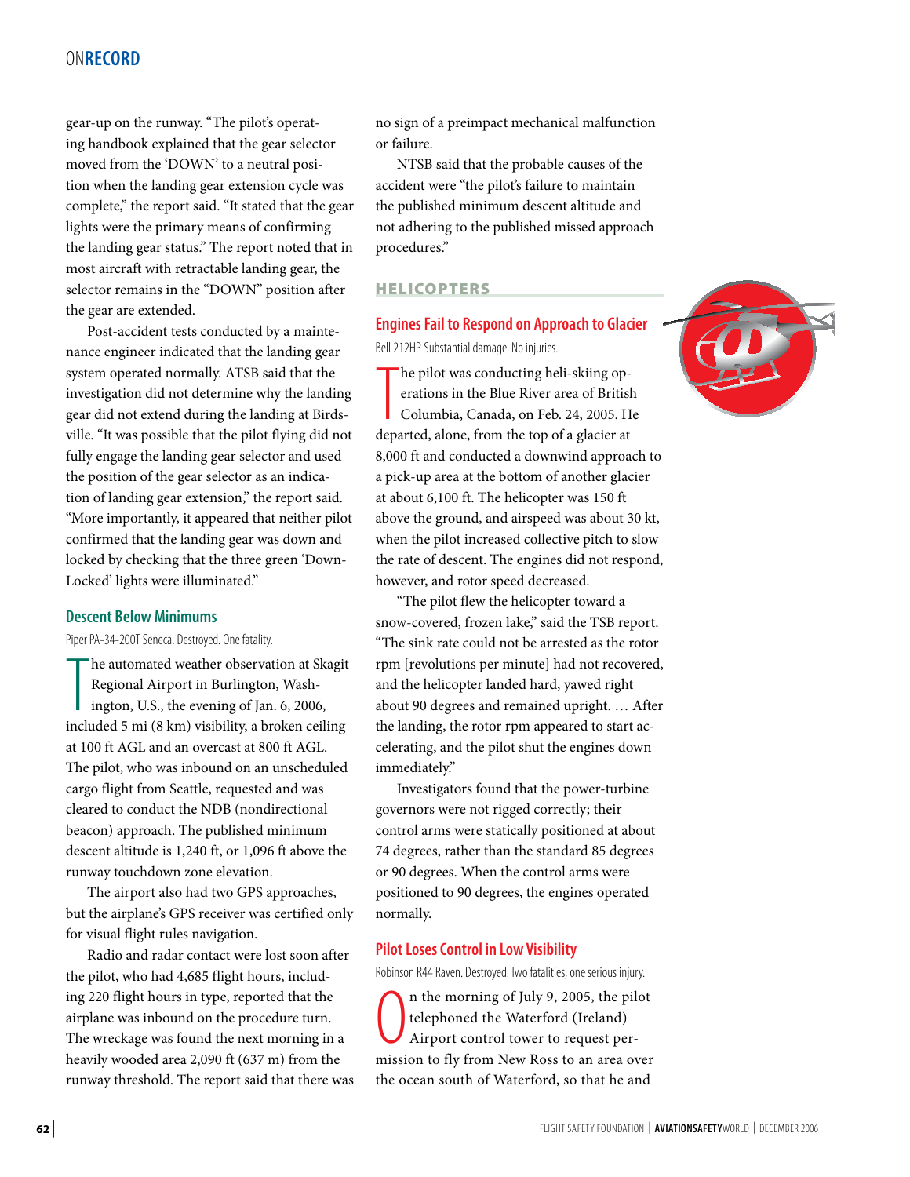gear-up on the runway. "The pilot's operating handbook explained that the gear selector moved from the 'DOWN' to a neutral position when the landing gear extension cycle was complete," the report said. "It stated that the gear lights were the primary means of confirming the landing gear status." The report noted that in most aircraft with retractable landing gear, the selector remains in the "DOWN" position after the gear are extended.

Post-accident tests conducted by a maintenance engineer indicated that the landing gear system operated normally. ATSB said that the investigation did not determine why the landing gear did not extend during the landing at Birdsville. "It was possible that the pilot flying did not fully engage the landing gear selector and used the position of the gear selector as an indication of landing gear extension," the report said. "More importantly, it appeared that neither pilot confirmed that the landing gear was down and locked by checking that the three green 'Down-Locked' lights were illuminated."

### Descent Below Minimums

Piper PA-34-200T Seneca. Destroyed. One fatality.

The automated weather observation at Skagit Regional Airport in Burlington, Washington, U.S., the evening of Jan. 6, 2006, included 5 mi (8 km) visibility, a broken ceiling at 100 ft AGL and an overcast at 800 ft AGL. The pilot, who was inbound on an unscheduled cargo flight from Seattle, requested and was cleared to conduct the NDB (nondirectional beacon) approach. The published minimum descent altitude is 1,240 ft, or 1,096 ft above the runway touchdown zone elevation.

The airport also had two GPS approaches, but the airplane's GPS receiver was certified only for visual flight rules navigation.

Radio and radar contact were lost soon after the pilot, who had 4,685 flight hours, including 220 flight hours in type, reported that the airplane was inbound on the procedure turn. The wreckage was found the next morning in a heavily wooded area 2,090 ft (637 m) from the runway threshold. The report said that there was no sign of a preimpact mechanical malfunction or failure.

NTSB said that the probable causes of the accident were "the pilot's failure to maintain the published minimum descent altitude and not adhering to the published missed approach procedures."

## HELICOPTERS

### Engines Fail to Respond on Approach to Glacier

Bell 212HP. Substantial damage. No injuries.

The pilot was conducting heli-skiing operations in the Blue River area of British Columbia, Canada, on Feb. 24, 2005. He departed, alone, from the top of a glacier at 8,000 ft and conducted a downwind approach to a pick-up area at the bottom of another glacier at about 6,100 ft. The helicopter was 150 ft above the ground, and airspeed was about 30 kt, when the pilot increased collective pitch to slow the rate of descent. The engines did not respond, however, and rotor speed decreased.

"The pilot flew the helicopter toward a snow-covered, frozen lake," said the TSB report. "The sink rate could not be arrested as the rotor rpm [revolutions per minute] had not recovered, and the helicopter landed hard, yawed right about 90 degrees and remained upright. … After the landing, the rotor rpm appeared to start accelerating, and the pilot shut the engines down immediately."

Investigators found that the power-turbine governors were not rigged correctly; their control arms were statically positioned at about 74 degrees, rather than the standard 85 degrees or 90 degrees. When the control arms were positioned to 90 degrees, the engines operated normally.

### Pilot Loses Control in Low Visibility

Robinson R44 Raven. Destroyed. Two fatalities, one serious injury.

On the morning of July 9, 2005, the pilot telephoned the Waterford (Ireland) Airport control tower to request permission to fly from New Ross to an area over the ocean south of Waterford, so that he and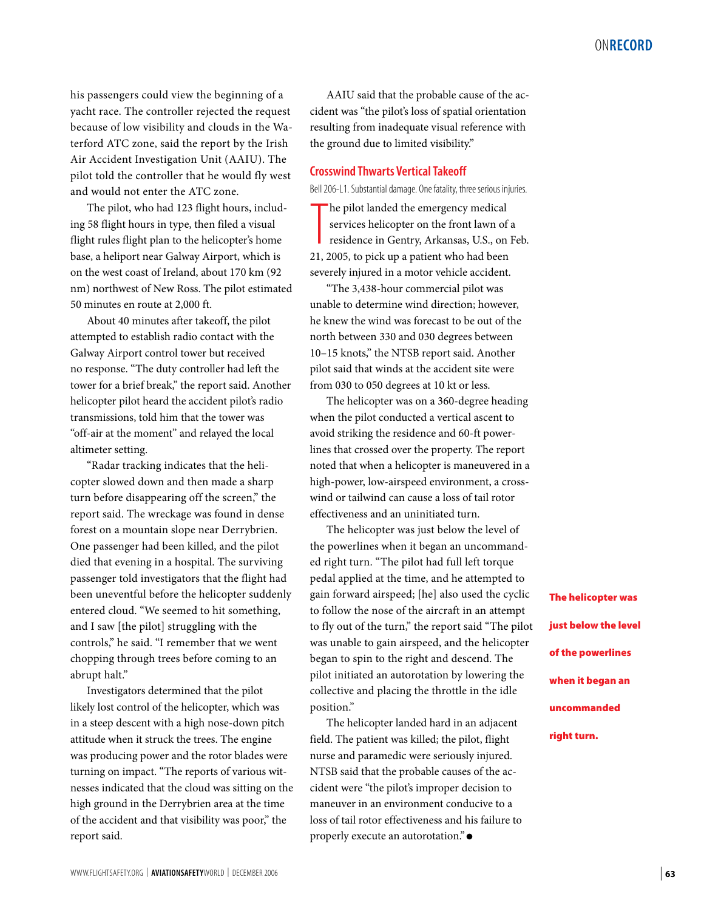his passengers could view the beginning of a yacht race. The controller rejected the request because of low visibility and clouds in the Waterford ATC zone, said the report by the Irish Air Accident Investigation Unit (AAIU). The pilot told the controller that he would fly west and would not enter the ATC zone.

The pilot, who had 123 flight hours, including 58 flight hours in type, then filed a visual flight rules flight plan to the helicopter's home base, a heliport near Galway Airport, which is on the west coast of Ireland, about 170 km (92 nm) northwest of New Ross. The pilot estimated 50 minutes en route at 2,000 ft.

About 40 minutes after takeoff, the pilot attempted to establish radio contact with the Galway Airport control tower but received no response. "The duty controller had left the tower for a brief break," the report said. Another helicopter pilot heard the accident pilot's radio transmissions, told him that the tower was "off-air at the moment" and relayed the local altimeter setting.

"Radar tracking indicates that the helicopter slowed down and then made a sharp turn before disappearing off the screen," the report said. The wreckage was found in dense forest on a mountain slope near Derrybrien. One passenger had been killed, and the pilot died that evening in a hospital. The surviving passenger told investigators that the flight had been uneventful before the helicopter suddenly entered cloud. "We seemed to hit something, and I saw [the pilot] struggling with the controls," he said. "I remember that we went chopping through trees before coming to an abrupt halt."

Investigators determined that the pilot likely lost control of the helicopter, which was in a steep descent with a high nose-down pitch attitude when it struck the trees. The engine was producing power and the rotor blades were turning on impact. "The reports of various witnesses indicated that the cloud was sitting on the high ground in the Derrybrien area at the time of the accident and that visibility was poor," the report said.

AAIU said that the probable cause of the accident was "the pilot's loss of spatial orientation resulting from inadequate visual reference with the ground due to limited visibility."

## Crosswind Thwarts Vertical Takeoff

Bell 206-L1. Substantial damage. One fatality, three serious injuries.

The pilot landed the emergency medical services helicopter on the front lawn of a residence in Gentry, Arkansas, U.S., on Feb. 21, 2005, to pick up a patient who had been severely injured in a motor vehicle accident.

"The 3,438-hour commercial pilot was unable to determine wind direction; however, he knew the wind was forecast to be out of the north between 330 and 030 degrees between 10–15 knots," the NTSB report said. Another pilot said that winds at the accident site were from 030 to 050 degrees at 10 kt or less.

The helicopter was on a 360-degree heading when the pilot conducted a vertical ascent to avoid striking the residence and 60-ft powerlines that crossed over the property. The report noted that when a helicopter is maneuvered in a high-power, low-airspeed environment, a crosswind or tailwind can cause a loss of tail rotor effectiveness and an uninitiated turn.

The helicopter was just below the level of the powerlines when it began an uncommanded right turn. "The pilot had full left torque pedal applied at the time, and he attempted to gain forward airspeed; [he] also used the cyclic to follow the nose of the aircraft in an attempt to fly out of the turn," the report said "The pilot was unable to gain airspeed, and the helicopter began to spin to the right and descend. The pilot initiated an autorotation by lowering the collective and placing the throttle in the idle position."

**The helicopter was just below the level of the powerlines when it began an uncommanded right turn.**

The helicopter landed hard in an adjacent field. The patient was killed; the pilot, flight nurse and paramedic were seriously injured. NTSB said that the probable causes of the accident were "the pilot's improper decision to maneuver in an environment conducive to a loss of tail rotor effectiveness and his failure to properly execute an autorotation." ●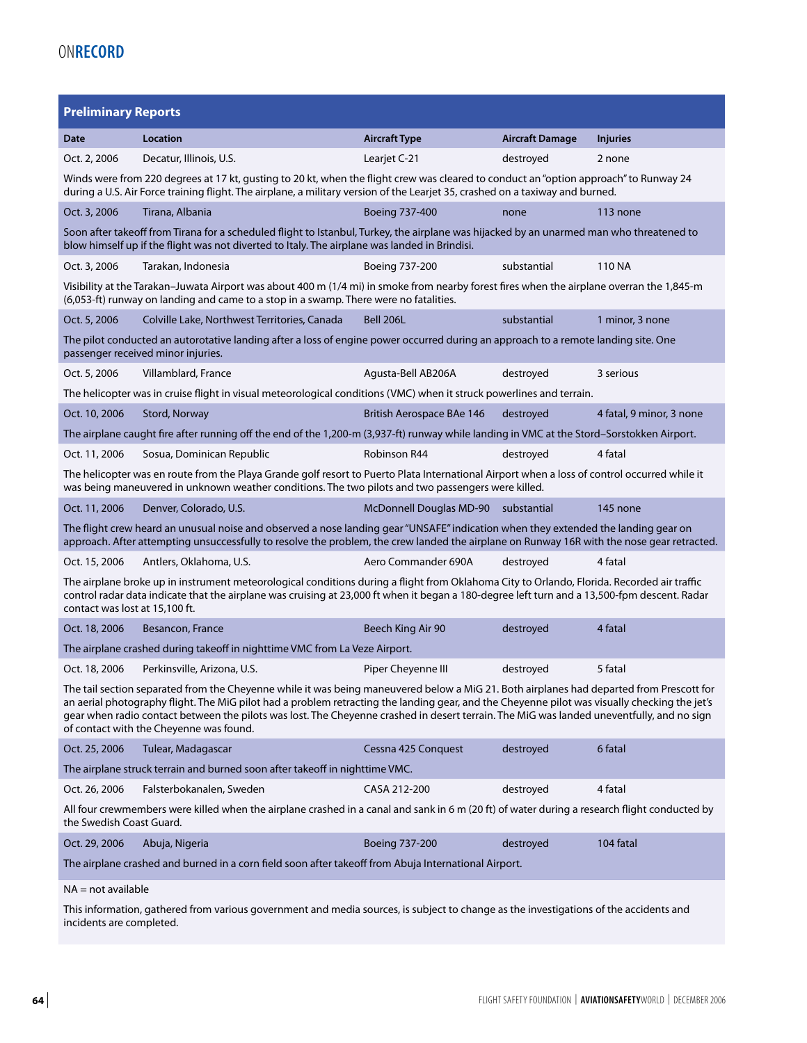## Preliminary Reports

| Date | Location | Aircraft Type | Aircraft Damage | Injuries |
|---|---|---|---|---|
| Oct. 2, 2006 | Decatur, Illinois, U.S. | Learjet C-21 | destroyed | 2 none |
| Winds were from 220 degrees at 17 kt, gusting to 20 kt, when the flight crew was cleared to conduct an "option approach" to Runway 24 during a U.S. Air Force training flight. The airplane, a military version of the Learjet 35, crashed on a taxiway and burned. | | | | |
| Oct. 3, 2006 | Tirana, Albania | Boeing 737-400 | none | 113 none |
| Soon after takeoff from Tirana for a scheduled flight to Istanbul, Turkey, the airplane was hijacked by an unarmed man who threatened to blow himself up if the flight was not diverted to Italy. The airplane was landed in Brindisi. | | | | |
| Oct. 3, 2006 | Tarakan, Indonesia | Boeing 737-200 | substantial | 110 NA |
| Visibility at the Tarakan–Juwata Airport was about 400 m (1/4 mi) in smoke from nearby forest fires when the airplane overran the 1,845-m (6,053-ft) runway on landing and came to a stop in a swamp. There were no fatalities. | | | | |
| Oct. 5, 2006 | Colville Lake, Northwest Territories, Canada | Bell 206L | substantial | 1 minor, 3 none |
| The pilot conducted an autorotative landing after a loss of engine power occurred during an approach to a remote landing site. One passenger received minor injuries. | | | | |
| Oct. 5, 2006 | Villamblard, France | Agusta-Bell AB206A | destroyed | 3 serious |
| The helicopter was in cruise flight in visual meteorological conditions (VMC) when it struck powerlines and terrain. | | | | |
| Oct. 10, 2006 | Stord, Norway | British Aerospace BAe 146 | destroyed | 4 fatal, 9 minor, 3 none |
| The airplane caught fire after running off the end of the 1,200-m (3,937-ft) runway while landing in VMC at the Stord–Sorstokken Airport. | | | | |
| Oct. 11, 2006 | Sosua, Dominican Republic | Robinson R44 | destroyed | 4 fatal |
| The helicopter was en route from the Playa Grande golf resort to Puerto Plata International Airport when a loss of control occurred while it was being maneuvered in unknown weather conditions. The two pilots and two passengers were killed. | | | | |
| Oct. 11, 2006 | Denver, Colorado, U.S. | McDonnell Douglas MD-90 | substantial | 145 none |
| The flight crew heard an unusual noise and observed a nose landing gear "UNSAFE" indication when they extended the landing gear on approach. After attempting unsuccessfully to resolve the problem, the crew landed the airplane on Runway 16R with the nose gear retracted. | | | | |
| Oct. 15, 2006 | Antlers, Oklahoma, U.S. | Aero Commander 690A | destroyed | 4 fatal |
| The airplane broke up in instrument meteorological conditions during a flight from Oklahoma City to Orlando, Florida. Recorded air traffic control radar data indicate that the airplane was cruising at 23,000 ft when it began a 180-degree left turn and a 13,500-fpm descent. Radar contact was lost at 15,100 ft. | | | | |
| Oct. 18, 2006 | Besancon, France | Beech King Air 90 | destroyed | 4 fatal |
| The airplane crashed during takeoff in nighttime VMC from La Veze Airport. | | | | |
| Oct. 18, 2006 | Perkinsville, Arizona, U.S. | Piper Cheyenne III | destroyed | 5 fatal |
| The tail section separated from the Cheyenne while it was being maneuvered below a MiG 21. Both airplanes had departed from Prescott for an aerial photography flight. The MiG pilot had a problem retracting the landing gear, and the Cheyenne pilot was visually checking the jet's gear when radio contact between the pilots was lost. The Cheyenne crashed in desert terrain. The MiG was landed uneventfully, and no sign of contact with the Cheyenne was found. | | | | |
| Oct. 25, 2006 | Tulear, Madagascar | Cessna 425 Conquest | destroyed | 6 fatal |
| The airplane struck terrain and burned soon after takeoff in nighttime VMC. | | | | |
| Oct. 26, 2006 | Falsterbokanalen, Sweden | CASA 212-200 | destroyed | 4 fatal |
| All four crewmembers were killed when the airplane crashed in a canal and sank in 6 m (20 ft) of water during a research flight conducted by the Swedish Coast Guard. | | | | |
| Oct. 29, 2006 | Abuja, Nigeria | Boeing 737-200 | destroyed | 104 fatal |
| The airplane crashed and burned in a corn field soon after takeoff from Abuja International Airport. | | | | |

NA = not available

This information, gathered from various government and media sources, is subject to change as the investigations of the accidents and incidents are completed.